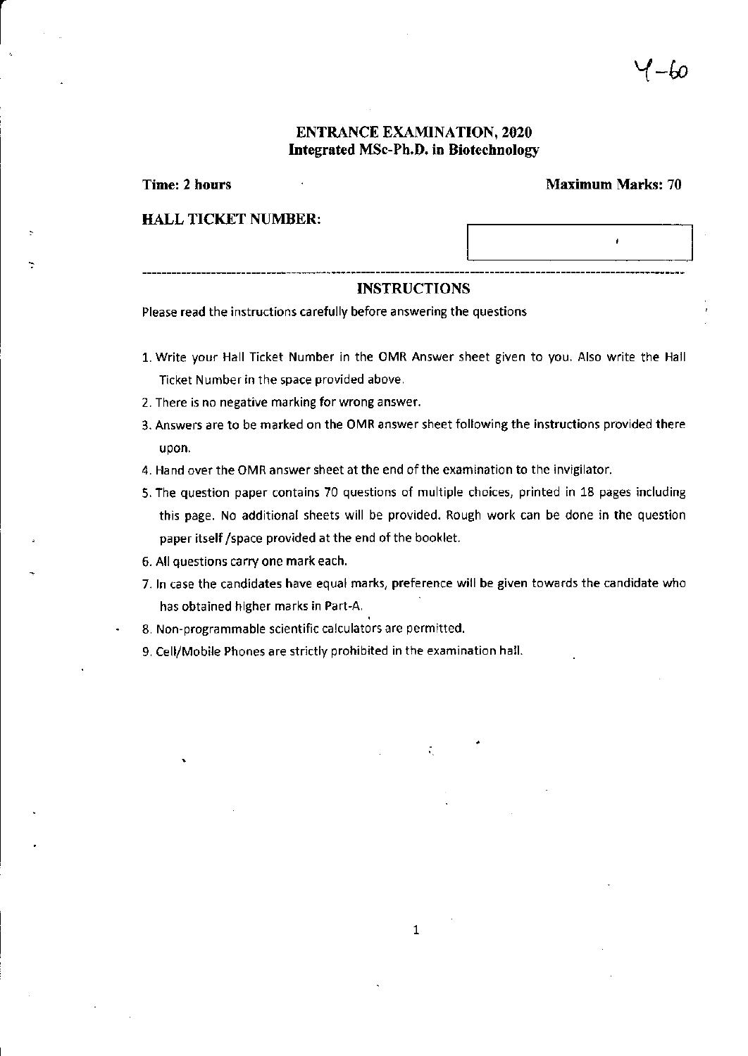Y-60

# ENTRANCE EXAMINATION, 2020
## Integrated MSc-Ph.D. in Biotechnology

**Time: 2 hours** **Maximum Marks: 70**

**HALL TICKET NUMBER:**

---

### INSTRUCTIONS

Please read the instructions carefully before answering the questions

1. Write your Hall Ticket Number in the OMR Answer sheet given to you. Also write the Hall Ticket Number in the space provided above.
2. There is no negative marking for wrong answer.
3. Answers are to be marked on the OMR answer sheet following the instructions provided there upon.
4. Hand over the OMR answer sheet at the end of the examination to the invigilator.
5. The question paper contains 70 questions of multiple choices, printed in 18 pages including this page. No additional sheets will be provided. Rough work can be done in the question paper itself /space provided at the end of the booklet.
6. All questions carry one mark each.
7. In case the candidates have equal marks, preference will be given towards the candidate who has obtained higher marks in Part-A.
8. Non-programmable scientific calculators are permitted.
9. Cell/Mobile Phones are strictly prohibited in the examination hall.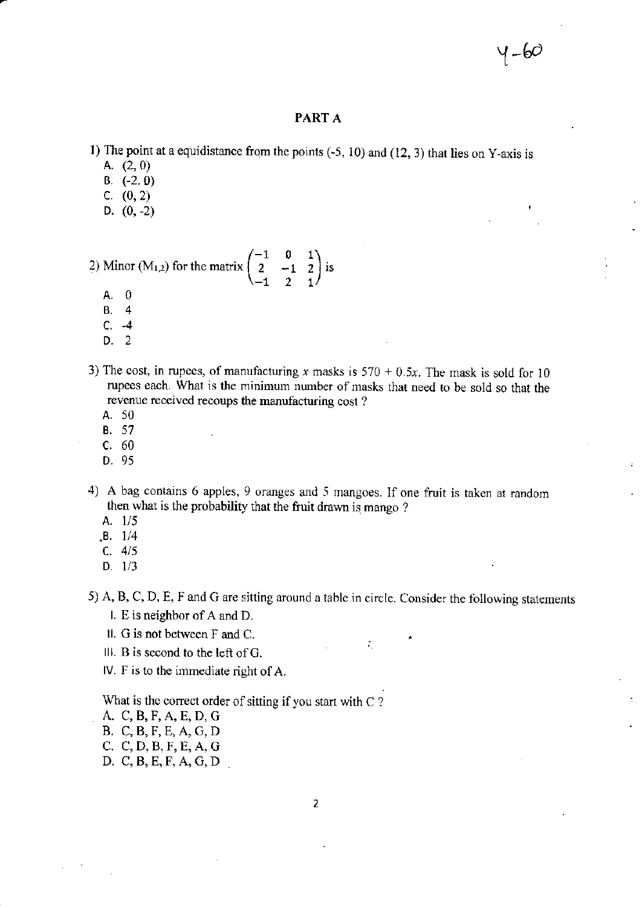## PART A

1) The point at a equidistance from the points (-5, 10) and (12, 3) that lies on Y-axis is

A. (2, 0)
B. (-2, 0)
C. (0, 2)
D. (0, -2)

2) Minor ($M_{1,2}$) for the matrix $\begin{pmatrix} -1 & 0 & 1 \\ 2 & -1 & 2 \\ -1 & 2 & 1 \end{pmatrix}$ is

A. 0
B. 4
C. -4
D. 2

3) The cost, in rupees, of manufacturing $x$ masks is $570 + 0.5x$. The mask is sold for 10 rupees each. What is the minimum number of masks that need to be sold so that the revenue received recoups the manufacturing cost ?

A. 50
B. 57
C. 60
D. 95

4) A bag contains 6 apples, 9 oranges and 5 mangoes. If one fruit is taken at random then what is the probability that the fruit drawn is mango ?

A. 1/5
B. 1/4
C. 4/5
D. 1/3

5) A, B, C, D, E, F and G are sitting around a table in circle. Consider the following statements

I. E is neighbor of A and D.
II. G is not between F and C.
III. B is second to the left of G.
IV. F is to the immediate right of A.

What is the correct order of sitting if you start with C ?

A. C, B, F, A, E, D, G
B. C, B, F, E, A, G, D
C. C, D, B, F, E, A, G
D. C, B, E, F, A, G, D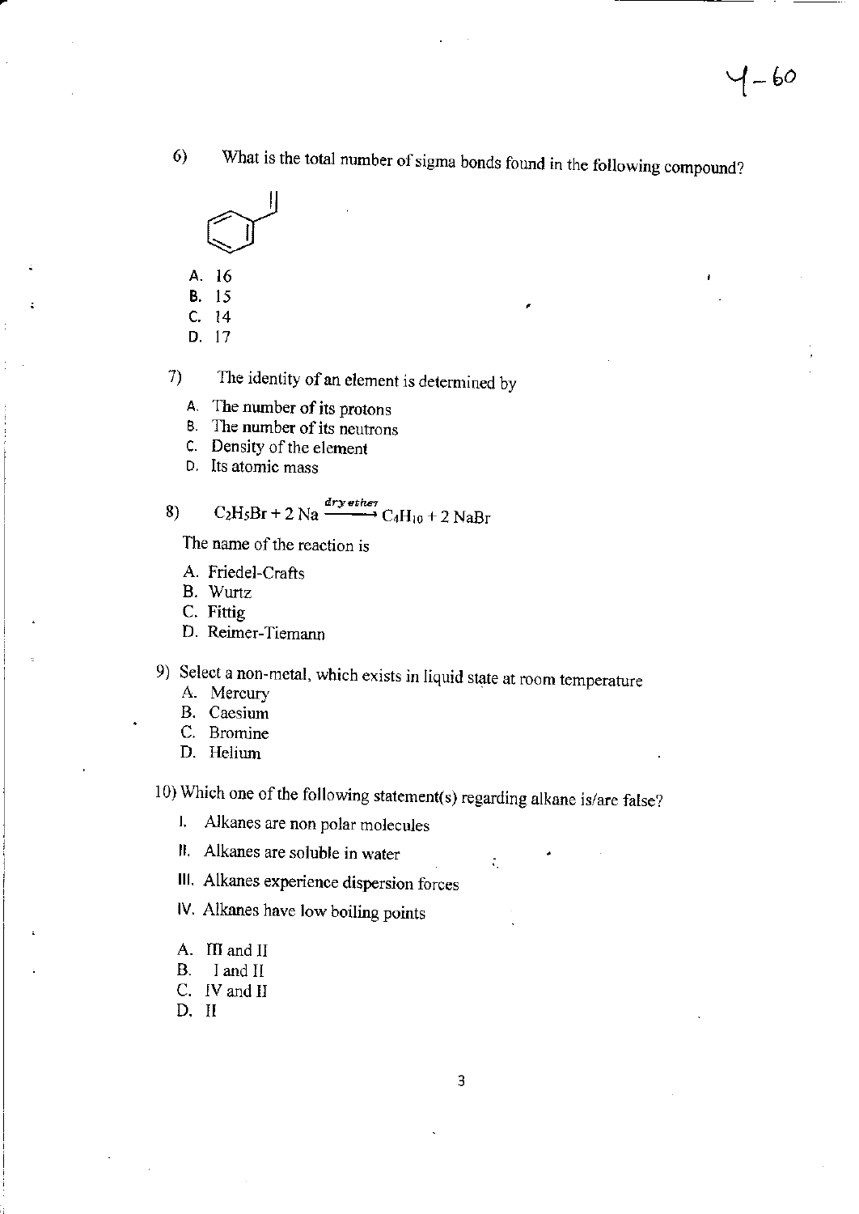6) What is the total number of sigma bonds found in the following compound?

A. 16
B. 15
C. 14
D. 17

7) The identity of an element is determined by

A. The number of its protons
B. The number of its neutrons
C. Density of the element
D. Its atomic mass

8) $C_2H_5Br + 2\,Na \xrightarrow{dry\ ether} C_4H_{10} + 2\,NaBr$

The name of the reaction is

A. Friedel-Crafts
B. Wurtz
C. Fittig
D. Reimer-Tiemann

9) Select a non-metal, which exists in liquid state at room temperature

A. Mercury
B. Caesium
C. Bromine
D. Helium

10) Which one of the following statement(s) regarding alkane is/are false?

I. Alkanes are non polar molecules
II. Alkanes are soluble in water
III. Alkanes experience dispersion forces
IV. Alkanes have low boiling points

A. III and II
B. I and II
C. IV and II
D. II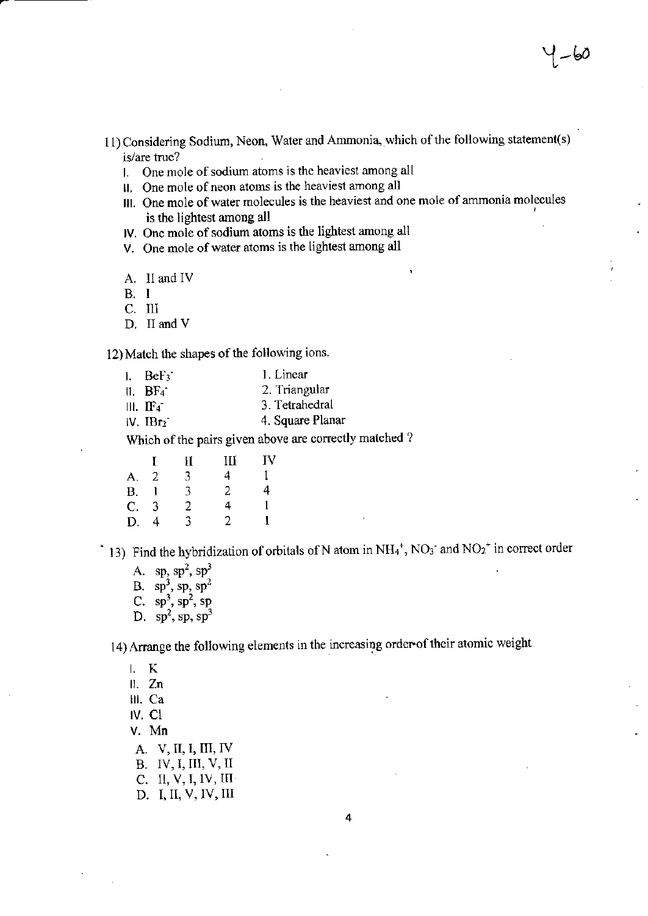11) Considering Sodium, Neon, Water and Ammonia, which of the following statement(s) is/are true?

- I. One mole of sodium atoms is the heaviest among all
- II. One mole of neon atoms is the heaviest among all
- III. One mole of water molecules is the heaviest and one mole of ammonia molecules is the lightest among all
- IV. One mole of sodium atoms is the lightest among all
- V. One mole of water atoms is the lightest among all

A. II and IV
B. I
C. III
D. II and V

12) Match the shapes of the following ions.

| | |
|---|---|
| I. $BeF_3^-$ | 1. Linear |
| II. $BF_4^-$ | 2. Triangular |
| III. $IF_4^-$ | 3. Tetrahedral |
| IV. $IBr_2^-$ | 4. Square Planar |

Which of the pairs given above are correctly matched ?

| | I | II | III | IV |
|---|---|---|---|---|
| A. | 2 | 3 | 4 | 1 |
| B. | 1 | 3 | 2 | 4 |
| C. | 3 | 2 | 4 | 1 |
| D. | 4 | 3 | 2 | 1 |

13) Find the hybridization of orbitals of N atom in $NH_4^+$, $NO_3^-$ and $NO_2^+$ in correct order

A. $sp$, $sp^2$, $sp^3$
B. $sp^3$, $sp$, $sp^2$
C. $sp^3$, $sp^2$, $sp$
D. $sp^2$, $sp$, $sp^3$

14) Arrange the following elements in the increasing order of their atomic weight

- I. K
- II. Zn
- III. Ca
- IV. Cl
- V. Mn

A. V, II, I, III, IV
B. IV, I, III, V, II
C. II, V, I, IV, III
D. I, II, V, IV, III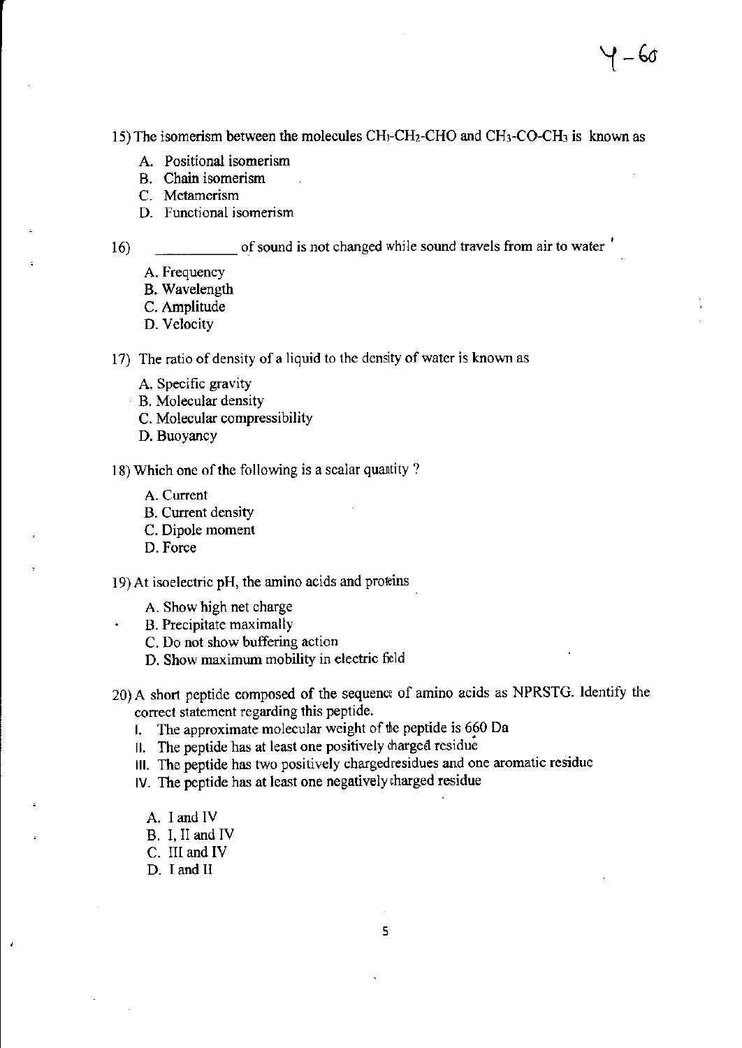15) The isomerism between the molecules $CH_3$-$CH_2$-CHO and $CH_3$-CO-$CH_3$ is known as

A. Positional isomerism
B. Chain isomerism
C. Metamerism
D. Functional isomerism

16) __________ of sound is not changed while sound travels from air to water

A. Frequency
B. Wavelength
C. Amplitude
D. Velocity

17) The ratio of density of a liquid to the density of water is known as

A. Specific gravity
B. Molecular density
C. Molecular compressibility
D. Buoyancy

18) Which one of the following is a scalar quantity ?

A. Current
B. Current density
C. Dipole moment
D. Force

19) At isoelectric pH, the amino acids and proteins

A. Show high net charge
B. Precipitate maximally
C. Do not show buffering action
D. Show maximum mobility in electric field

20) A short peptide composed of the sequence of amino acids as NPRSTG. Identify the correct statement regarding this peptide.

I. The approximate molecular weight of the peptide is 660 Da
II. The peptide has at least one positively charged residue
III. The peptide has two positively charged residues and one aromatic residue
IV. The peptide has at least one negatively charged residue

A. I and IV
B. I, II and IV
C. III and IV
D. I and II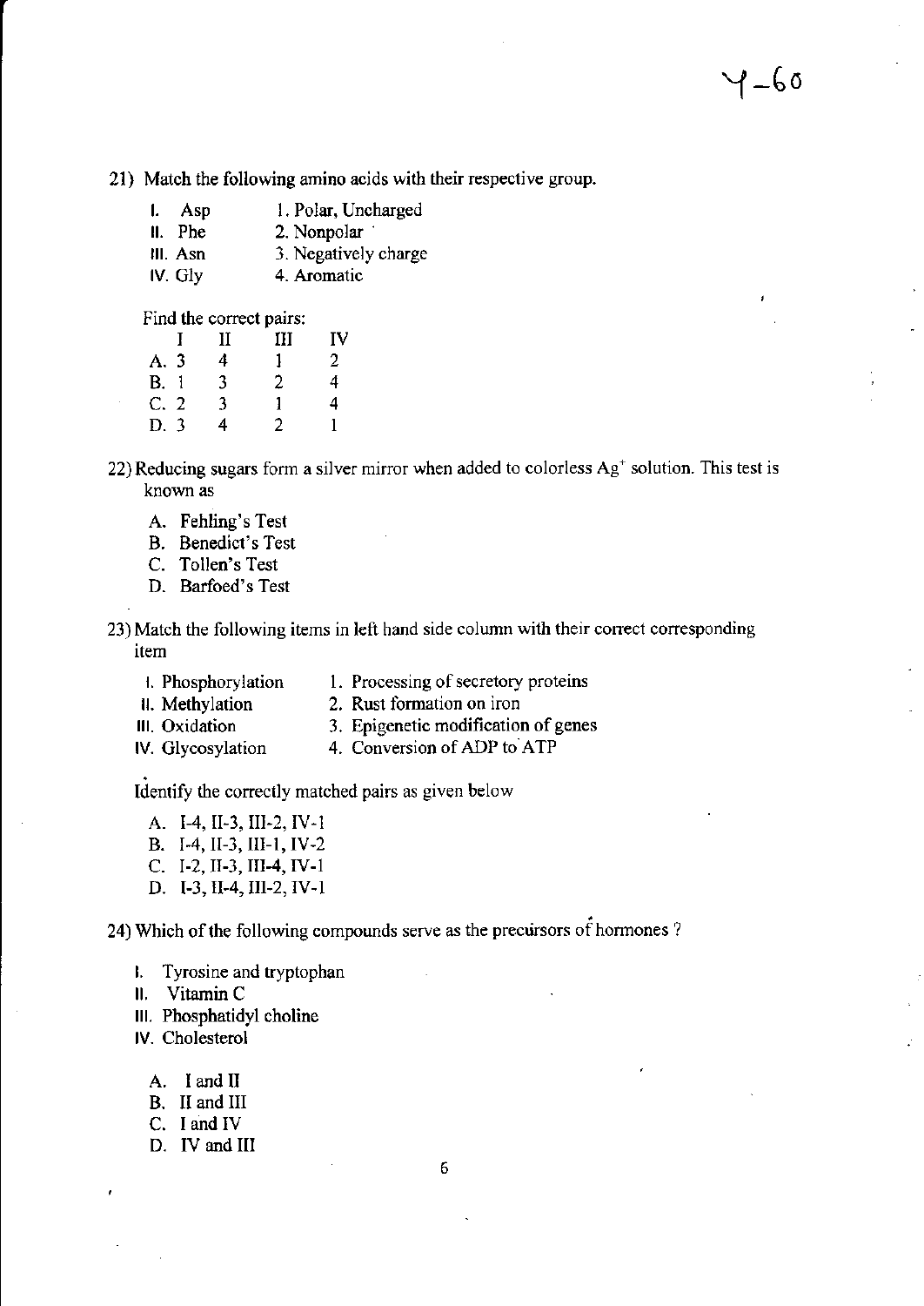21) Match the following amino acids with their respective group.

I. Asp — 1. Polar, Uncharged
II. Phe — 2. Nonpolar
III. Asn — 3. Negatively charge
IV. Gly — 4. Aromatic

Find the correct pairs:

| | I | II | III | IV |
|---|---|---|---|---|
| A. | 3 | 4 | 1 | 2 |
| B. | 1 | 3 | 2 | 4 |
| C. | 2 | 3 | 1 | 4 |
| D. | 3 | 4 | 2 | 1 |

22) Reducing sugars form a silver mirror when added to colorless $Ag^+$ solution. This test is known as

A. Fehling's Test
B. Benedict's Test
C. Tollen's Test
D. Barfoed's Test

23) Match the following items in left hand side column with their correct corresponding item

I. Phosphorylation — 1. Processing of secretory proteins
II. Methylation — 2. Rust formation on iron
III. Oxidation — 3. Epigenetic modification of genes
IV. Glycosylation — 4. Conversion of ADP to ATP

Identify the correctly matched pairs as given below

A. I-4, II-3, III-2, IV-1
B. I-4, II-3, III-1, IV-2
C. I-2, II-3, III-4, IV-1
D. I-3, II-4, III-2, IV-1

24) Which of the following compounds serve as the precursors of hormones ?

I. Tyrosine and tryptophan
II. Vitamin C
III. Phosphatidyl choline
IV. Cholesterol

A. I and II
B. II and III
C. I and IV
D. IV and III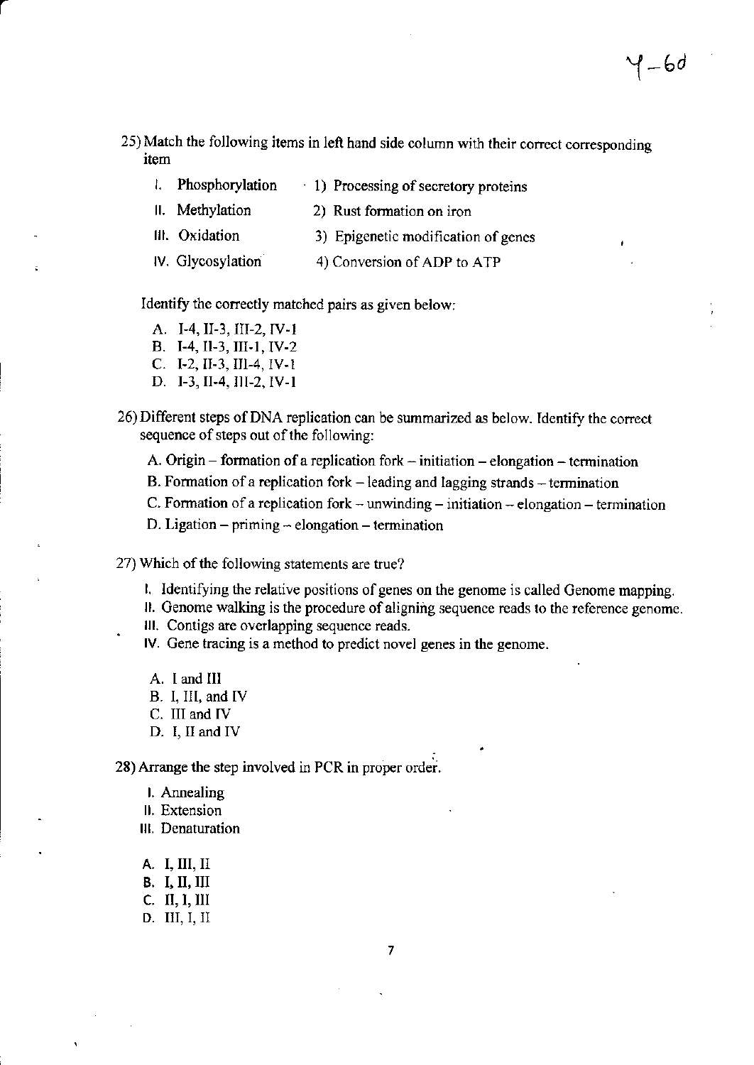25) Match the following items in left hand side column with their correct corresponding item

| | |
|---|---|
| I. Phosphorylation | 1) Processing of secretory proteins |
| II. Methylation | 2) Rust formation on iron |
| III. Oxidation | 3) Epigenetic modification of genes |
| IV. Glycosylation | 4) Conversion of ADP to ATP |

Identify the correctly matched pairs as given below:

A. I-4, II-3, III-2, IV-1
B. I-4, II-3, III-1, IV-2
C. I-2, II-3, III-4, IV-1
D. I-3, II-4, III-2, IV-1

26) Different steps of DNA replication can be summarized as below. Identify the correct sequence of steps out of the following:

A. Origin – formation of a replication fork – initiation – elongation – termination
B. Formation of a replication fork – leading and lagging strands – termination
C. Formation of a replication fork – unwinding – initiation – elongation – termination
D. Ligation – priming – elongation – termination

27) Which of the following statements are true?

I. Identifying the relative positions of genes on the genome is called Genome mapping.
II. Genome walking is the procedure of aligning sequence reads to the reference genome.
III. Contigs are overlapping sequence reads.
IV. Gene tracing is a method to predict novel genes in the genome.

A. I and III
B. I, III, and IV
C. III and IV
D. I, II and IV

28) Arrange the step involved in PCR in proper order.

I. Annealing
II. Extension
III. Denaturation

A. I, III, II
B. I, II, III
C. II, I, III
D. III, I, II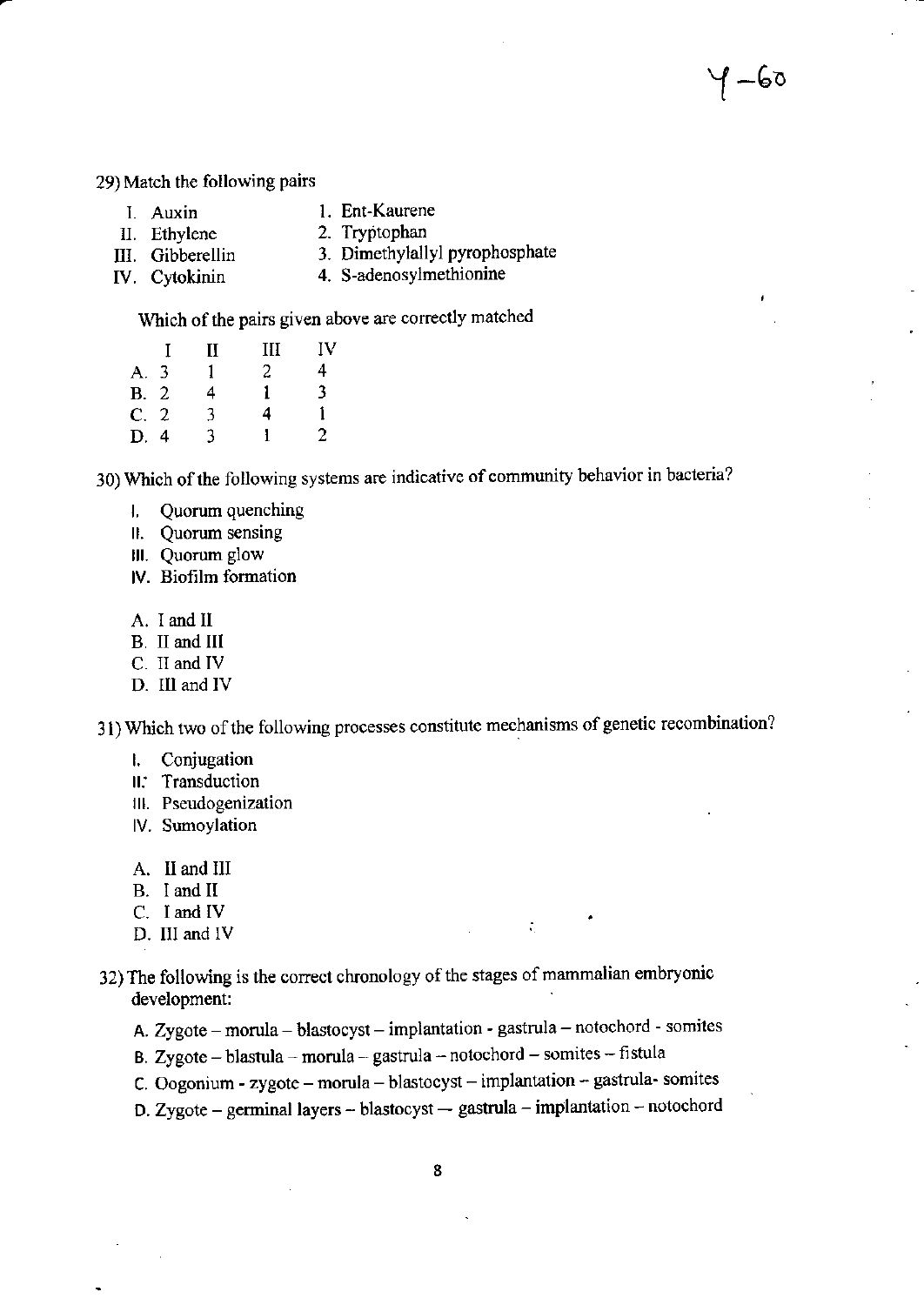29) Match the following pairs

| | |
|---|---|
| I. Auxin | 1. Ent-Kaurene |
| II. Ethylene | 2. Tryptophan |
| III. Gibberellin | 3. Dimethylallyl pyrophosphate |
| IV. Cytokinin | 4. S-adenosylmethionine |

Which of the pairs given above are correctly matched

| | I | II | III | IV |
|---|---|---|---|---|
| A. | 3 | 1 | 2 | 4 |
| B. | 2 | 4 | 1 | 3 |
| C. | 2 | 3 | 4 | 1 |
| D. | 4 | 3 | 1 | 2 |

30) Which of the following systems are indicative of community behavior in bacteria?

I. Quorum quenching
II. Quorum sensing
III. Quorum glow
IV. Biofilm formation

A. I and II
B. II and III
C. II and IV
D. III and IV

31) Which two of the following processes constitute mechanisms of genetic recombination?

I. Conjugation
II. Transduction
III. Pseudogenization
IV. Sumoylation

A. II and III
B. I and II
C. I and IV
D. III and IV

32) The following is the correct chronology of the stages of mammalian embryonic development:

A. Zygote – morula – blastocyst – implantation - gastrula – notochord - somites
B. Zygote – blastula – morula – gastrula – notochord – somites – fistula
C. Oogonium - zygote – morula – blastocyst – implantation – gastrula- somites
D. Zygote – germinal layers – blastocyst — gastrula – implantation – notochord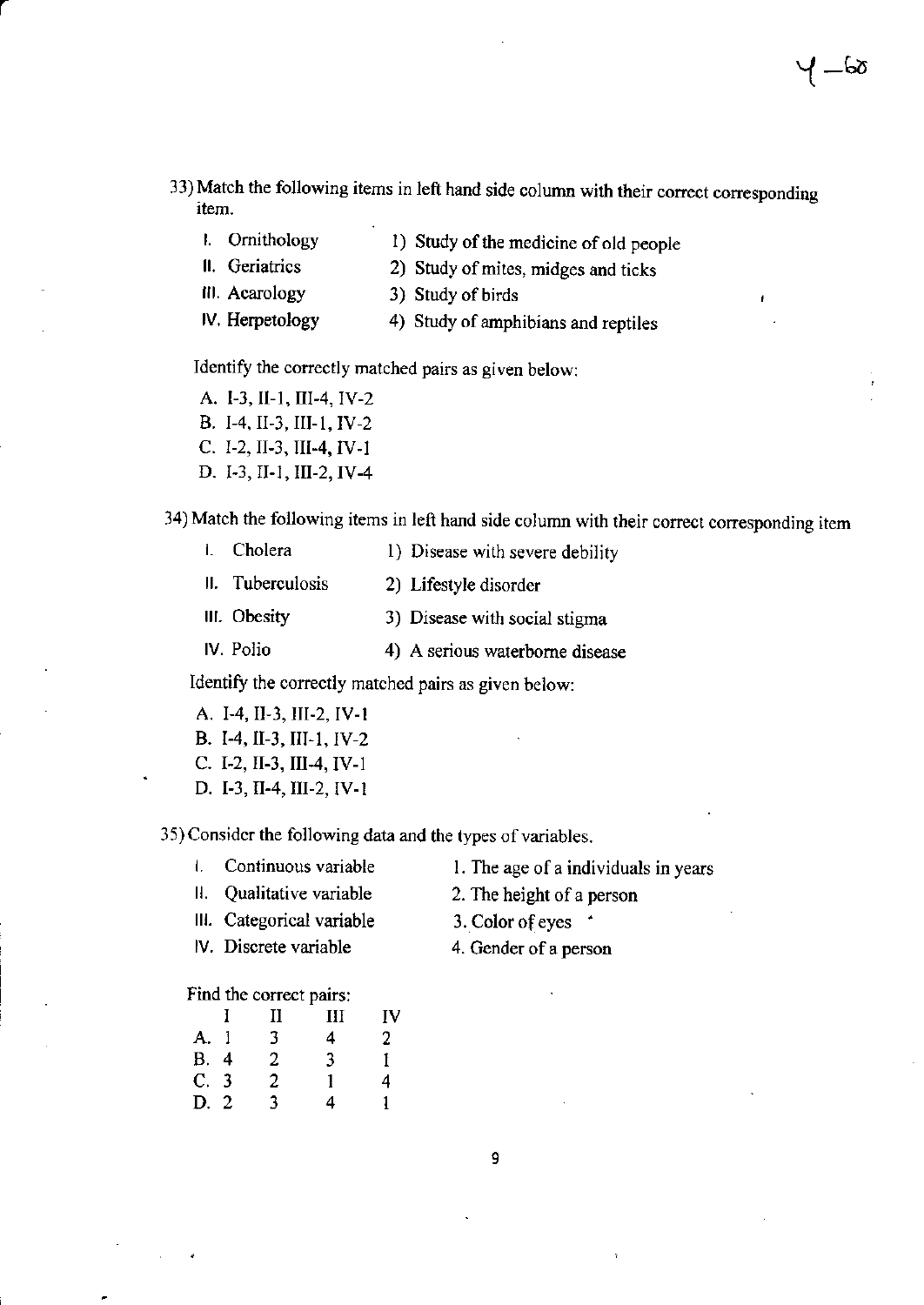33) Match the following items in left hand side column with their correct corresponding item.

| | |
|---|---|
| I. Ornithology | 1) Study of the medicine of old people |
| II. Geriatrics | 2) Study of mites, midges and ticks |
| III. Acarology | 3) Study of birds |
| IV. Herpetology | 4) Study of amphibians and reptiles |

Identify the correctly matched pairs as given below:

A. I-3, II-1, III-4, IV-2
B. I-4, II-3, III-1, IV-2
C. I-2, II-3, III-4, IV-1
D. I-3, II-1, III-2, IV-4

34) Match the following items in left hand side column with their correct corresponding item

| | |
|---|---|
| I. Cholera | 1) Disease with severe debility |
| II. Tuberculosis | 2) Lifestyle disorder |
| III. Obesity | 3) Disease with social stigma |
| IV. Polio | 4) A serious waterborne disease |

Identify the correctly matched pairs as given below:

A. I-4, II-3, III-2, IV-1
B. I-4, II-3, III-1, IV-2
C. I-2, II-3, III-4, IV-1
D. I-3, II-4, III-2, IV-1

35) Consider the following data and the types of variables.

| | |
|---|---|
| I. Continuous variable | 1. The age of a individuals in years |
| II. Qualitative variable | 2. The height of a person |
| III. Categorical variable | 3. Color of eyes |
| IV. Discrete variable | 4. Gender of a person |

Find the correct pairs:

| | I | II | III | IV |
|---|---|---|---|---|
| A. | 1 | 3 | 4 | 2 |
| B. | 4 | 2 | 3 | 1 |
| C. | 3 | 2 | 1 | 4 |
| D. | 2 | 3 | 4 | 1 |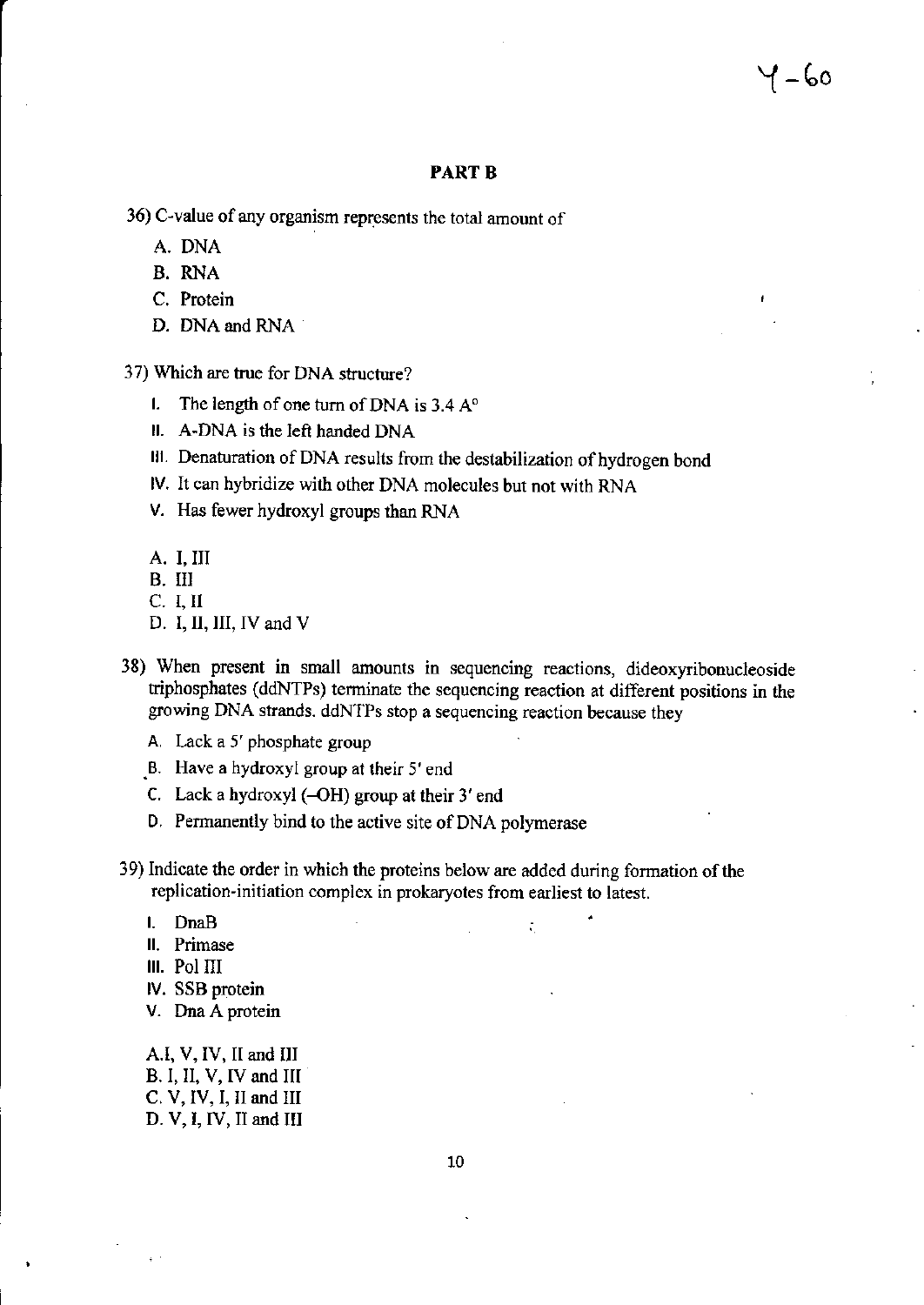## PART B

36) C-value of any organism represents the total amount of

A. DNA
B. RNA
C. Protein
D. DNA and RNA

37) Which are true for DNA structure?

I. The length of one turn of DNA is 3.4 A°
II. A-DNA is the left handed DNA
III. Denaturation of DNA results from the destabilization of hydrogen bond
IV. It can hybridize with other DNA molecules but not with RNA
V. Has fewer hydroxyl groups than RNA

A. I, III
B. III
C. I, II
D. I, II, III, IV and V

38) When present in small amounts in sequencing reactions, dideoxyribonucleoside triphosphates (ddNTPs) terminate the sequencing reaction at different positions in the growing DNA strands. ddNTPs stop a sequencing reaction because they

A. Lack a 5′ phosphate group
B. Have a hydroxyl group at their 5′ end
C. Lack a hydroxyl (–OH) group at their 3′ end
D. Permanently bind to the active site of DNA polymerase

39) Indicate the order in which the proteins below are added during formation of the replication-initiation complex in prokaryotes from earliest to latest.

I. DnaB
II. Primase
III. Pol III
IV. SSB protein
V. Dna A protein

A. I, V, IV, II and III
B. I, II, V, IV and III
C. V, IV, I, II and III
D. V, I, IV, II and III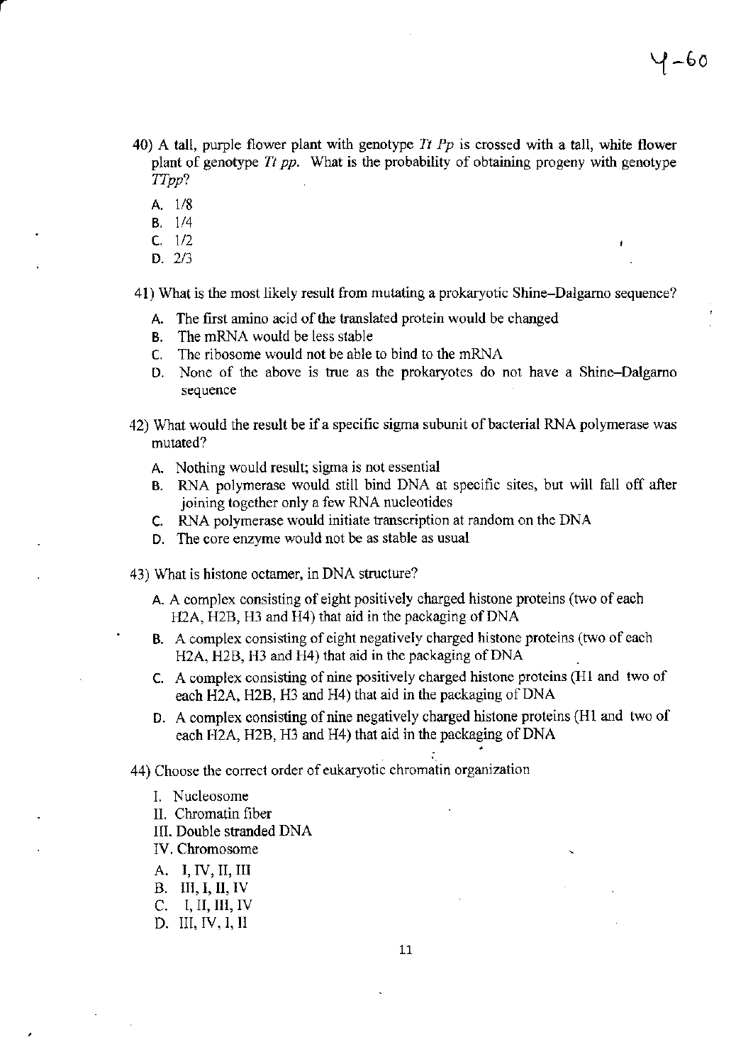40) A tall, purple flower plant with genotype *Tt Pp* is crossed with a tall, white flower plant of genotype *Tt pp*. What is the probability of obtaining progeny with genotype *TTpp*?

A. 1/8
B. 1/4
C. 1/2
D. 2/3

41) What is the most likely result from mutating a prokaryotic Shine–Dalgarno sequence?

A. The first amino acid of the translated protein would be changed
B. The mRNA would be less stable
C. The ribosome would not be able to bind to the mRNA
D. None of the above is true as the prokaryotes do not have a Shine–Dalgarno sequence

42) What would the result be if a specific sigma subunit of bacterial RNA polymerase was mutated?

A. Nothing would result; sigma is not essential
B. RNA polymerase would still bind DNA at specific sites, but will fall off after joining together only a few RNA nucleotides
C. RNA polymerase would initiate transcription at random on the DNA
D. The core enzyme would not be as stable as usual

43) What is histone octamer, in DNA structure?

A. A complex consisting of eight positively charged histone proteins (two of each H2A, H2B, H3 and H4) that aid in the packaging of DNA
B. A complex consisting of eight negatively charged histone proteins (two of each H2A, H2B, H3 and H4) that aid in the packaging of DNA
C. A complex consisting of nine positively charged histone proteins (H1 and two of each H2A, H2B, H3 and H4) that aid in the packaging of DNA
D. A complex consisting of nine negatively charged histone proteins (H1 and two of each H2A, H2B, H3 and H4) that aid in the packaging of DNA

44) Choose the correct order of eukaryotic chromatin organization

I. Nucleosome
II. Chromatin fiber
III. Double stranded DNA
IV. Chromosome

A. I, IV, II, III
B. III, I, II, IV
C. I, II, III, IV
D. III, IV, I, II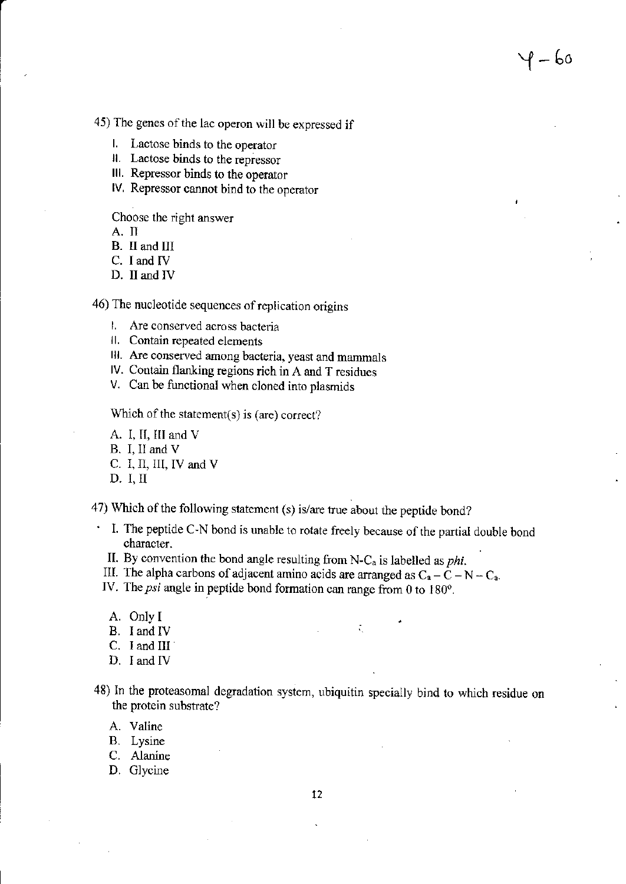45) The genes of the lac operon will be expressed if

I. Lactose binds to the operator
II. Lactose binds to the repressor
III. Repressor binds to the operator
IV. Repressor cannot bind to the operator

Choose the right answer

A. II
B. II and III
C. I and IV
D. II and IV

46) The nucleotide sequences of replication origins

I. Are conserved across bacteria
II. Contain repeated elements
III. Are conserved among bacteria, yeast and mammals
IV. Contain flanking regions rich in A and T residues
V. Can be functional when cloned into plasmids

Which of the statement(s) is (are) correct?

A. I, II, III and V
B. I, II and V
C. I, II, III, IV and V
D. I, II

47) Which of the following statement (s) is/are true about the peptide bond?

I. The peptide C-N bond is unable to rotate freely because of the partial double bond character.
II. By convention the bond angle resulting from N-$C_a$ is labelled as *phi*.
III. The alpha carbons of adjacent amino acids are arranged as $C_a - C - N - C_a$.
IV. The *psi* angle in peptide bond formation can range from 0 to 180°.

A. Only I
B. I and IV
C. I and III
D. I and IV

48) In the proteasomal degradation system, ubiquitin specially bind to which residue on the protein substrate?

A. Valine
B. Lysine
C. Alanine
D. Glycine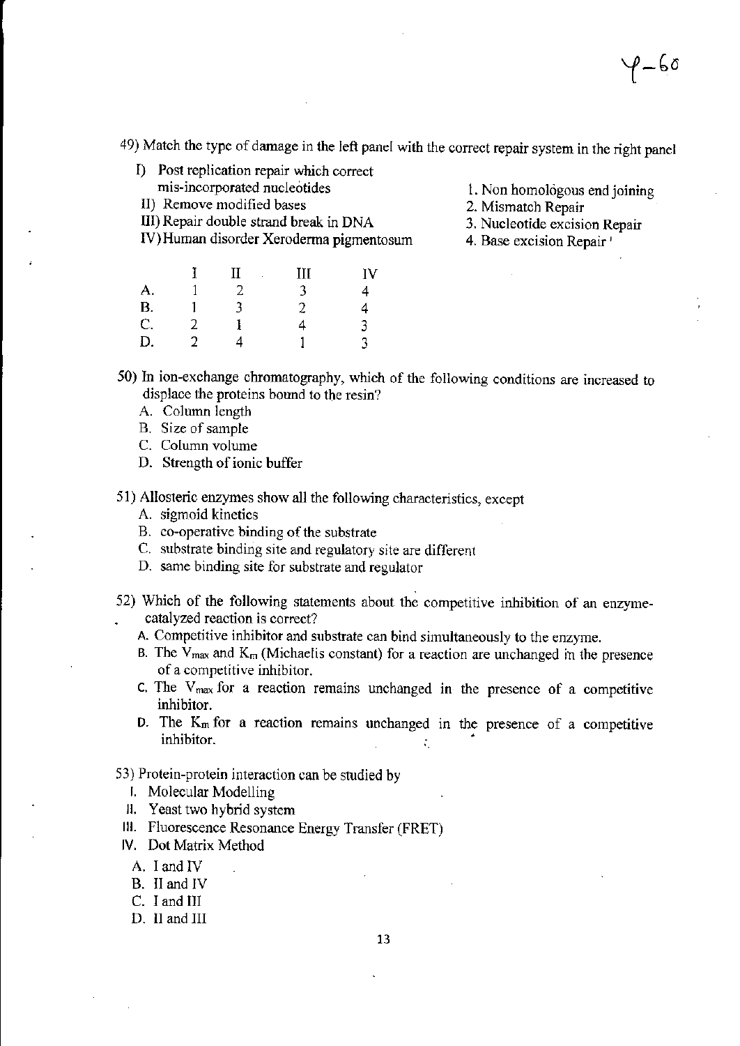49) Match the type of damage in the left panel with the correct repair system in the right panel

I) Post replication repair which correct mis-incorporated nucleotides
II) Remove modified bases
III) Repair double strand break in DNA
IV) Human disorder Xeroderma pigmentosum

1. Non homologous end joining
2. Mismatch Repair
3. Nucleotide excision Repair
4. Base excision Repair

| | I | II | III | IV |
|---|---|---|---|---|
| A. | 1 | 2 | 3 | 4 |
| B. | 1 | 3 | 2 | 4 |
| C. | 2 | 1 | 4 | 3 |
| D. | 2 | 4 | 1 | 3 |

50) In ion-exchange chromatography, which of the following conditions are increased to displace the proteins bound to the resin?

A. Column length
B. Size of sample
C. Column volume
D. Strength of ionic buffer

51) Allosteric enzymes show all the following characteristics, except

A. sigmoid kinetics
B. co-operative binding of the substrate
C. substrate binding site and regulatory site are different
D. same binding site for substrate and regulator

52) Which of the following statements about the competitive inhibition of an enzyme-catalyzed reaction is correct?

A. Competitive inhibitor and substrate can bind simultaneously to the enzyme.
B. The $V_{max}$ and $K_m$ (Michaelis constant) for a reaction are unchanged in the presence of a competitive inhibitor.
C. The $V_{max}$ for a reaction remains unchanged in the presence of a competitive inhibitor.
D. The $K_m$ for a reaction remains unchanged in the presence of a competitive inhibitor.

53) Protein-protein interaction can be studied by

I. Molecular Modelling
II. Yeast two hybrid system
III. Fluorescence Resonance Energy Transfer (FRET)
IV. Dot Matrix Method

A. I and IV
B. II and IV
C. I and III
D. II and III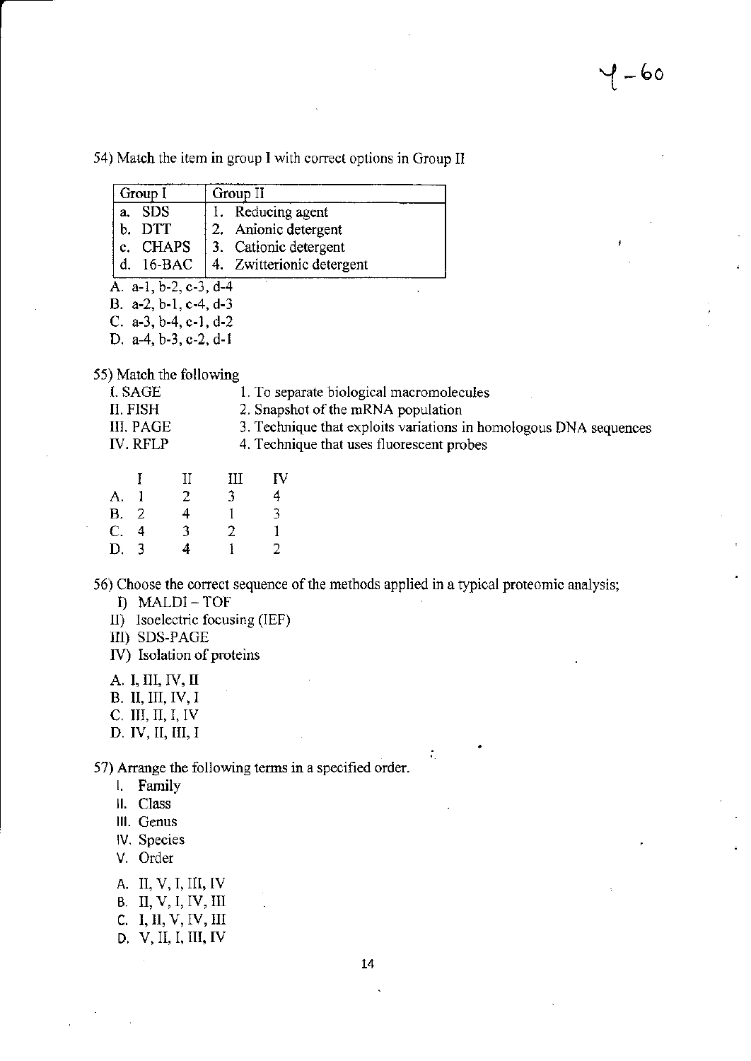Y-60

54) Match the item in group I with correct options in Group II

| Group I | Group II |
|---|---|
| a. SDS | 1. Reducing agent |
| b. DTT | 2. Anionic detergent |
| c. CHAPS | 3. Cationic detergent |
| d. 16-BAC | 4. Zwitterionic detergent |

A. a-1, b-2, c-3, d-4
B. a-2, b-1, c-4, d-3
C. a-3, b-4, c-1, d-2
D. a-4, b-3, c-2, d-1

55) Match the following

I. SAGE — 1. To separate biological macromolecules
II. FISH — 2. Snapshot of the mRNA population
III. PAGE — 3. Technique that exploits variations in homologous DNA sequences
IV. RFLP — 4. Technique that uses fluorescent probes

| | I | II | III | IV |
|---|---|---|---|---|
| A. | 1 | 2 | 3 | 4 |
| B. | 2 | 4 | 1 | 3 |
| C. | 4 | 3 | 2 | 1 |
| D. | 3 | 4 | 1 | 2 |

56) Choose the correct sequence of the methods applied in a typical proteomic analysis;

I) MALDI – TOF
II) Isoelectric focusing (IEF)
III) SDS-PAGE
IV) Isolation of proteins

A. I, III, IV, II
B. II, III, IV, I
C. III, II, I, IV
D. IV, II, III, I

57) Arrange the following terms in a specified order.

I. Family
II. Class
III. Genus
IV. Species
V. Order

A. II, V, I, III, IV
B. II, V, I, IV, III
C. I, II, V, IV, III
D. V, II, I, III, IV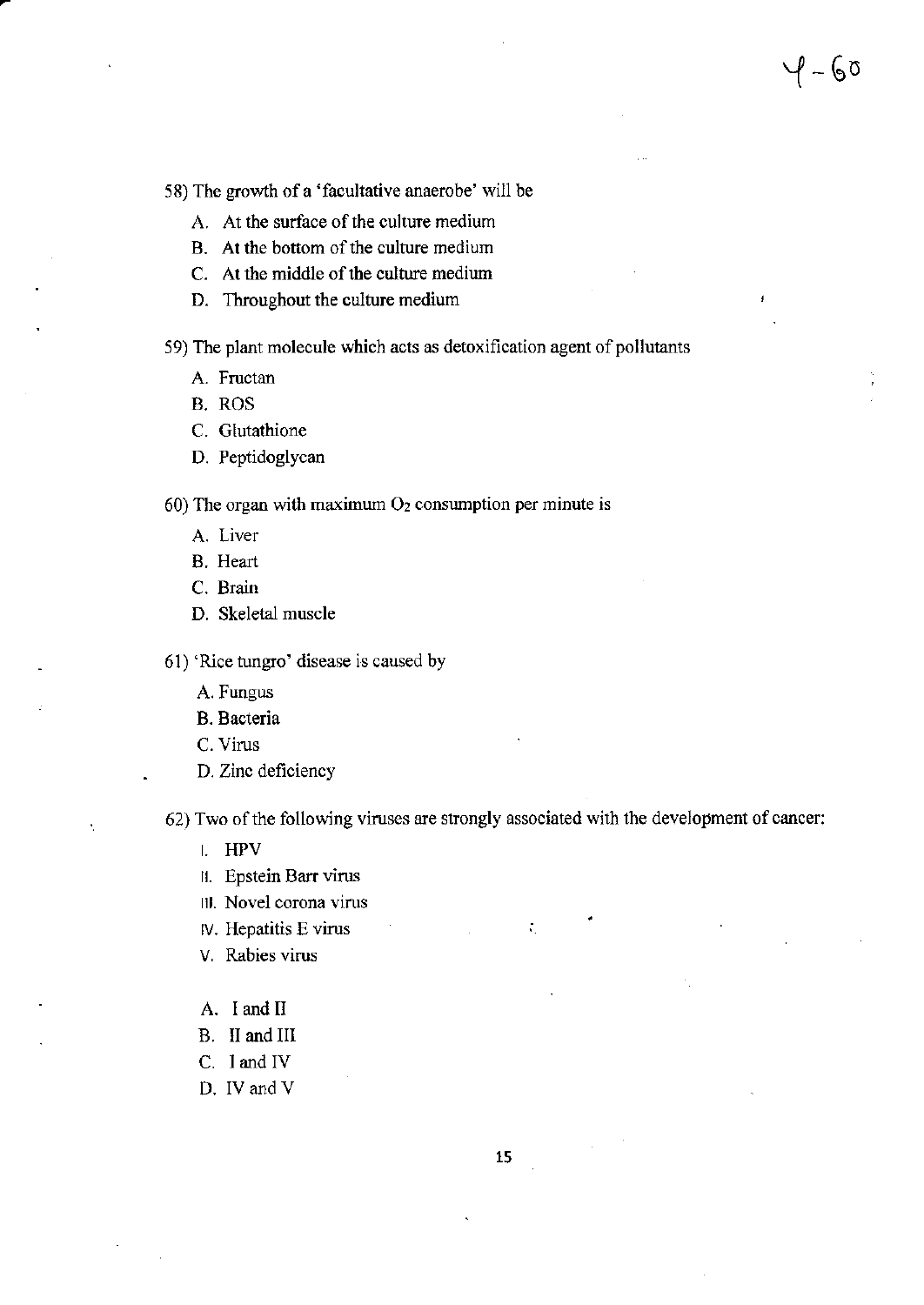58) The growth of a 'facultative anaerobe' will be

A. At the surface of the culture medium
B. At the bottom of the culture medium
C. At the middle of the culture medium
D. Throughout the culture medium

59) The plant molecule which acts as detoxification agent of pollutants

A. Fructan
B. ROS
C. Glutathione
D. Peptidoglycan

60) The organ with maximum $O_2$ consumption per minute is

A. Liver
B. Heart
C. Brain
D. Skeletal muscle

61) 'Rice tungro' disease is caused by

A. Fungus
B. Bacteria
C. Virus
D. Zinc deficiency

62) Two of the following viruses are strongly associated with the development of cancer:

I. HPV
II. Epstein Barr virus
III. Novel corona virus
IV. Hepatitis E virus
V. Rabies virus

A. I and II
B. II and III
C. I and IV
D. IV and V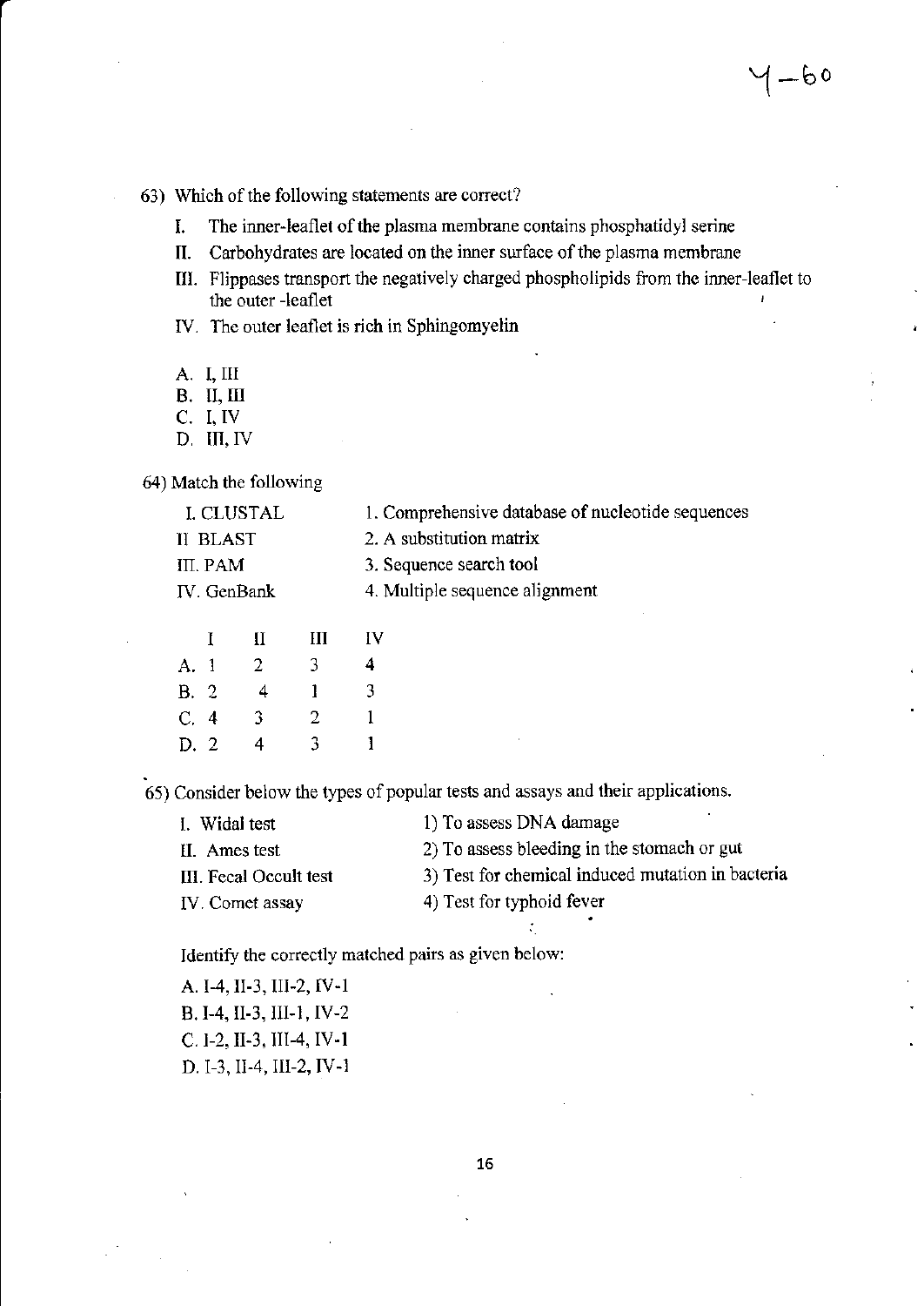63) Which of the following statements are correct?

I. The inner-leaflet of the plasma membrane contains phosphatidyl serine

II. Carbohydrates are located on the inner surface of the plasma membrane

III. Flippases transport the negatively charged phospholipids from the inner-leaflet to the outer -leaflet

IV. The outer leaflet is rich in Sphingomyelin

A. I, III
B. II, III
C. I, IV
D. III, IV

64) Match the following

| | |
|---|---|
| I. CLUSTAL | 1. Comprehensive database of nucleotide sequences |
| II BLAST | 2. A substitution matrix |
| III. PAM | 3. Sequence search tool |
| IV. GenBank | 4. Multiple sequence alignment |

| | I | II | III | IV |
|---|---|---|---|---|
| A. | 1 | 2 | 3 | 4 |
| B. | 2 | 4 | 1 | 3 |
| C. | 4 | 3 | 2 | 1 |
| D. | 2 | 4 | 3 | 1 |

65) Consider below the types of popular tests and assays and their applications.

| | |
|---|---|
| I. Widal test | 1) To assess DNA damage |
| II. Ames test | 2) To assess bleeding in the stomach or gut |
| III. Fecal Occult test | 3) Test for chemical induced mutation in bacteria |
| IV. Comet assay | 4) Test for typhoid fever |

Identify the correctly matched pairs as given below:

A. I-4, II-3, III-2, IV-1
B. I-4, II-3, III-1, IV-2
C. I-2, II-3, III-4, IV-1
D. I-3, II-4, III-2, IV-1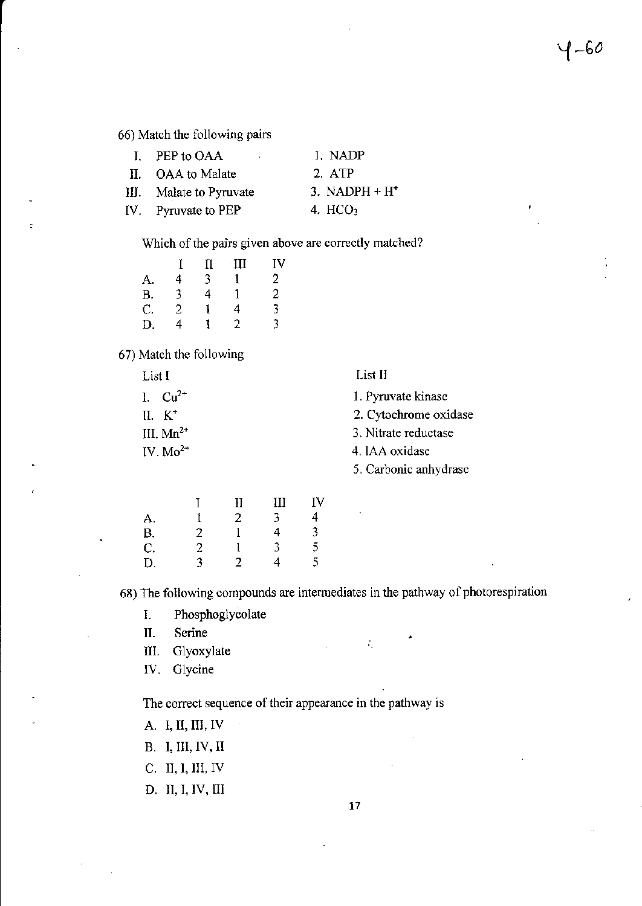66) Match the following pairs

| | | | |
|---|---|---|---|
| I. | PEP to OAA | 1. | NADP |
| II. | OAA to Malate | 2. | ATP |
| III. | Malate to Pyruvate | 3. | NADPH + $H^+$ |
| IV. | Pyruvate to PEP | 4. | $HCO_3$ |

Which of the pairs given above are correctly matched?

| | I | II | III | IV |
|---|---|---|---|---|
| A. | 4 | 3 | 1 | 2 |
| B. | 3 | 4 | 1 | 2 |
| C. | 2 | 1 | 4 | 3 |
| D. | 4 | 1 | 2 | 3 |

67) Match the following

| List I | List II |
|---|---|
| I. $Cu^{2+}$ | 1. Pyruvate kinase |
| II. $K^+$ | 2. Cytochrome oxidase |
| III. $Mn^{2+}$ | 3. Nitrate reductase |
| IV. $Mo^{2+}$ | 4. IAA oxidase |
| | 5. Carbonic anhydrase |

| | I | II | III | IV |
|---|---|---|---|---|
| A. | 1 | 2 | 3 | 4 |
| B. | 2 | 1 | 4 | 3 |
| C. | 2 | 1 | 3 | 5 |
| D. | 3 | 2 | 4 | 5 |

68) The following compounds are intermediates in the pathway of photorespiration

I. Phosphoglycolate
II. Serine
III. Glyoxylate
IV. Glycine

The correct sequence of their appearance in the pathway is

A. I, II, III, IV
B. I, III, IV, II
C. II, I, III, IV
D. II, I, IV, III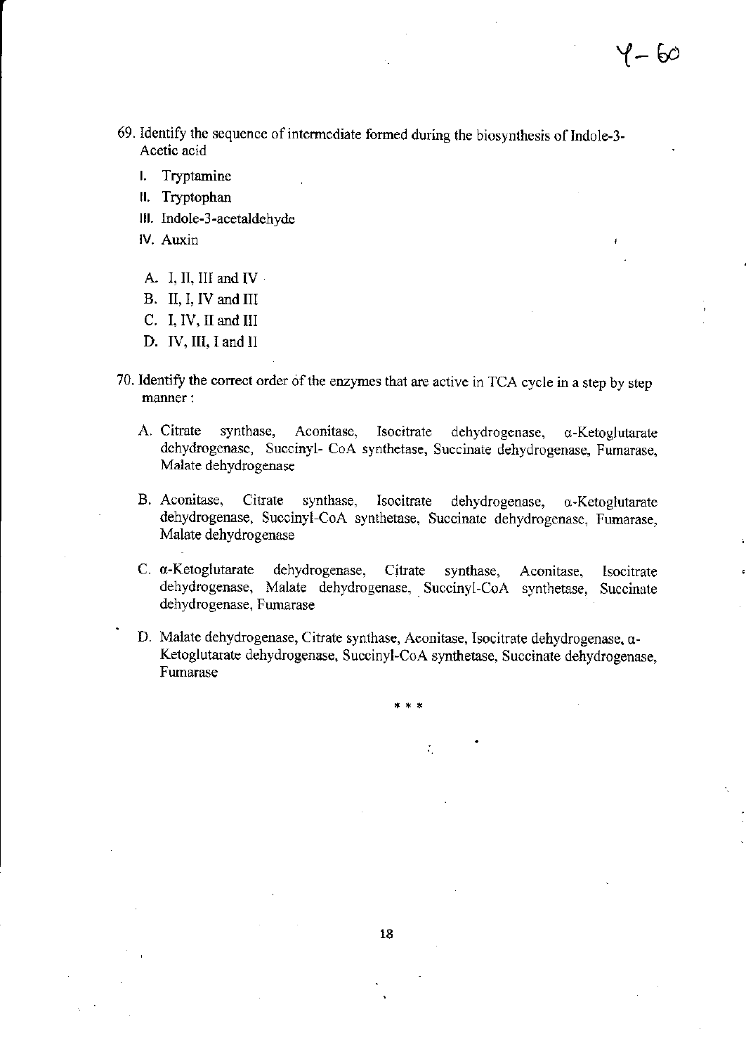69. Identify the sequence of intermediate formed during the biosynthesis of Indole-3-Acetic acid

   I. Tryptamine
   II. Tryptophan
   III. Indole-3-acetaldehyde
   IV. Auxin

   A. I, II, III and IV
   B. II, I, IV and III
   C. I, IV, II and III
   D. IV, III, I and II

70. Identify the correct order of the enzymes that are active in TCA cycle in a step by step manner :

   A. Citrate synthase, Aconitase, Isocitrate dehydrogenase, α-Ketoglutarate dehydrogenase, Succinyl- CoA synthetase, Succinate dehydrogenase, Fumarase, Malate dehydrogenase

   B. Aconitase, Citrate synthase, Isocitrate dehydrogenase, α-Ketoglutarate dehydrogenase, Succinyl-CoA synthetase, Succinate dehydrogenase, Fumarase, Malate dehydrogenase

   C. α-Ketoglutarate dehydrogenase, Citrate synthase, Aconitase, Isocitrate dehydrogenase, Malate dehydrogenase, Succinyl-CoA synthetase, Succinate dehydrogenase, Fumarase

   D. Malate dehydrogenase, Citrate synthase, Aconitase, Isocitrate dehydrogenase, α-Ketoglutarate dehydrogenase, Succinyl-CoA synthetase, Succinate dehydrogenase, Fumarase

\* \* \*